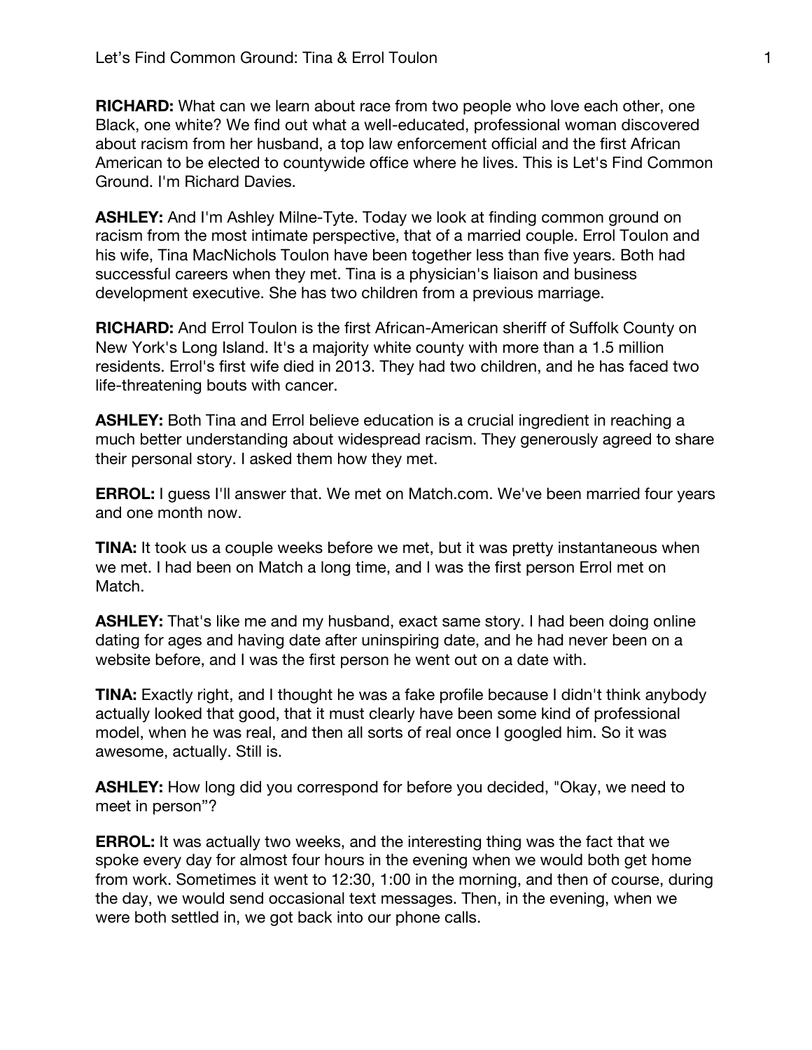**RICHARD:** What can we learn about race from two people who love each other, one Black, one white? We find out what a well-educated, professional woman discovered about racism from her husband, a top law enforcement official and the first African American to be elected to countywide office where he lives. This is Let's Find Common Ground. I'm Richard Davies.

**ASHLEY:** And I'm Ashley Milne-Tyte. Today we look at finding common ground on racism from the most intimate perspective, that of a married couple. Errol Toulon and his wife, Tina MacNichols Toulon have been together less than five years. Both had successful careers when they met. Tina is a physician's liaison and business development executive. She has two children from a previous marriage.

**RICHARD:** And Errol Toulon is the first African-American sheriff of Suffolk County on New York's Long Island. It's a majority white county with more than a 1.5 million residents. Errol's first wife died in 2013. They had two children, and he has faced two life-threatening bouts with cancer.

**ASHLEY:** Both Tina and Errol believe education is a crucial ingredient in reaching a much better understanding about widespread racism. They generously agreed to share their personal story. I asked them how they met.

**ERROL:** I guess I'll answer that. We met on Match.com. We've been married four years and one month now.

**TINA:** It took us a couple weeks before we met, but it was pretty instantaneous when we met. I had been on Match a long time, and I was the first person Errol met on Match.

**ASHLEY:** That's like me and my husband, exact same story. I had been doing online dating for ages and having date after uninspiring date, and he had never been on a website before, and I was the first person he went out on a date with.

**TINA:** Exactly right, and I thought he was a fake profile because I didn't think anybody actually looked that good, that it must clearly have been some kind of professional model, when he was real, and then all sorts of real once I googled him. So it was awesome, actually. Still is.

**ASHLEY:** How long did you correspond for before you decided, "Okay, we need to meet in person"?

**ERROL:** It was actually two weeks, and the interesting thing was the fact that we spoke every day for almost four hours in the evening when we would both get home from work. Sometimes it went to 12:30, 1:00 in the morning, and then of course, during the day, we would send occasional text messages. Then, in the evening, when we were both settled in, we got back into our phone calls.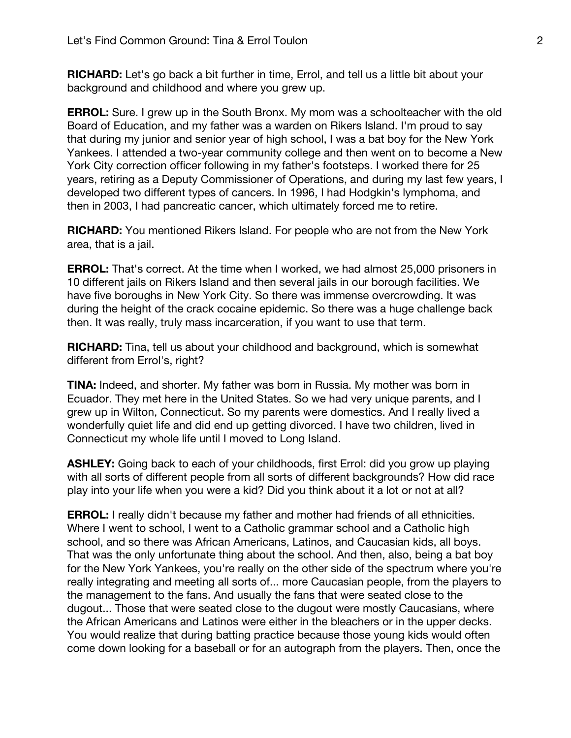**RICHARD:** Let's go back a bit further in time, Errol, and tell us a little bit about your background and childhood and where you grew up.

**ERROL:** Sure. I grew up in the South Bronx. My mom was a schoolteacher with the old Board of Education, and my father was a warden on Rikers Island. I'm proud to say that during my junior and senior year of high school, I was a bat boy for the New York Yankees. I attended a two-year community college and then went on to become a New York City correction officer following in my father's footsteps. I worked there for 25 years, retiring as a Deputy Commissioner of Operations, and during my last few years, I developed two different types of cancers. In 1996, I had Hodgkin's lymphoma, and then in 2003, I had pancreatic cancer, which ultimately forced me to retire.

**RICHARD:** You mentioned Rikers Island. For people who are not from the New York area, that is a jail.

**ERROL:** That's correct. At the time when I worked, we had almost 25,000 prisoners in 10 different jails on Rikers Island and then several jails in our borough facilities. We have five boroughs in New York City. So there was immense overcrowding. It was during the height of the crack cocaine epidemic. So there was a huge challenge back then. It was really, truly mass incarceration, if you want to use that term.

**RICHARD:** Tina, tell us about your childhood and background, which is somewhat different from Errol's, right?

**TINA:** Indeed, and shorter. My father was born in Russia. My mother was born in Ecuador. They met here in the United States. So we had very unique parents, and I grew up in Wilton, Connecticut. So my parents were domestics. And I really lived a wonderfully quiet life and did end up getting divorced. I have two children, lived in Connecticut my whole life until I moved to Long Island.

**ASHLEY:** Going back to each of your childhoods, first Errol: did you grow up playing with all sorts of different people from all sorts of different backgrounds? How did race play into your life when you were a kid? Did you think about it a lot or not at all?

**ERROL:** I really didn't because my father and mother had friends of all ethnicities. Where I went to school, I went to a Catholic grammar school and a Catholic high school, and so there was African Americans, Latinos, and Caucasian kids, all boys. That was the only unfortunate thing about the school. And then, also, being a bat boy for the New York Yankees, you're really on the other side of the spectrum where you're really integrating and meeting all sorts of... more Caucasian people, from the players to the management to the fans. And usually the fans that were seated close to the dugout... Those that were seated close to the dugout were mostly Caucasians, where the African Americans and Latinos were either in the bleachers or in the upper decks. You would realize that during batting practice because those young kids would often come down looking for a baseball or for an autograph from the players. Then, once the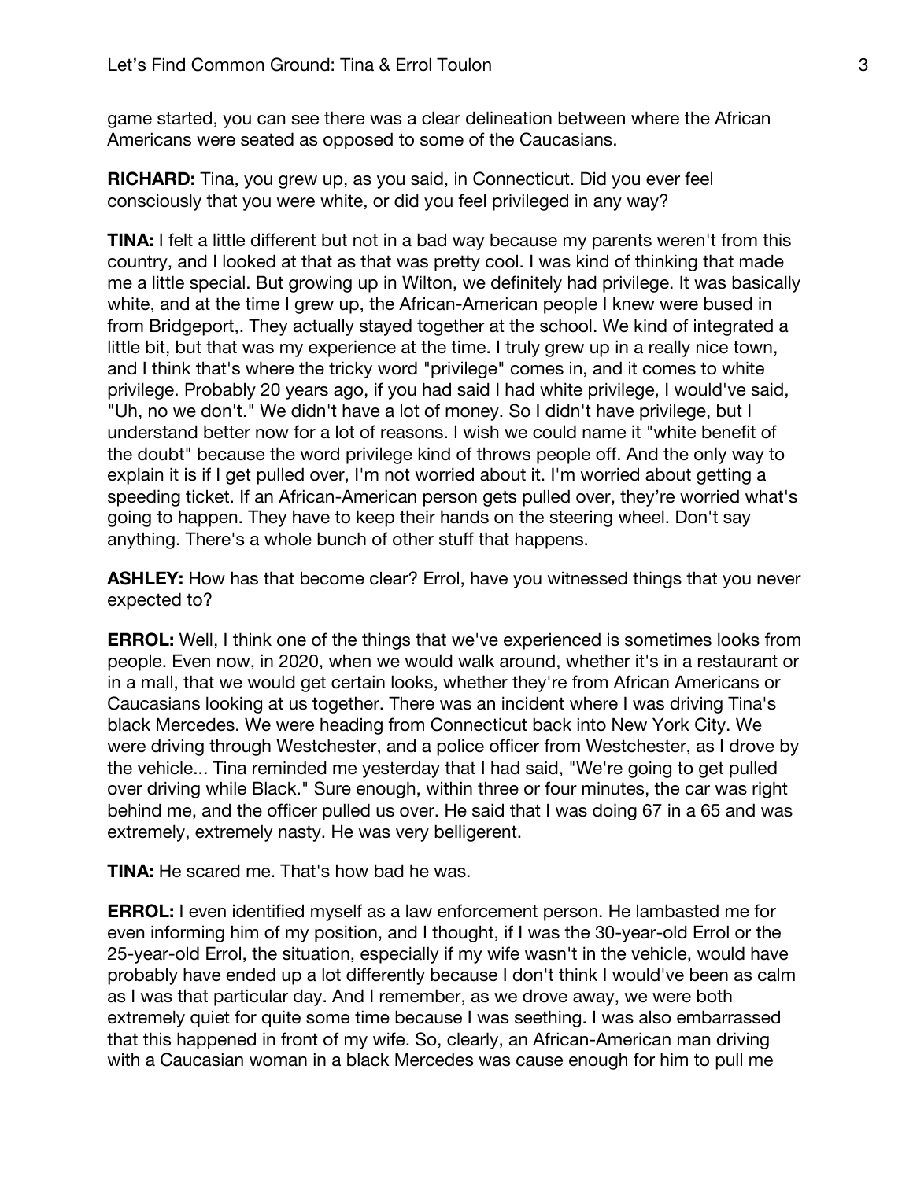game started, you can see there was a clear delineation between where the African Americans were seated as opposed to some of the Caucasians.

**RICHARD:** Tina, you grew up, as you said, in Connecticut. Did you ever feel consciously that you were white, or did you feel privileged in any way?

**TINA:** I felt a little different but not in a bad way because my parents weren't from this country, and I looked at that as that was pretty cool. I was kind of thinking that made me a little special. But growing up in Wilton, we definitely had privilege. It was basically white, and at the time I grew up, the African-American people I knew were bused in from Bridgeport,. They actually stayed together at the school. We kind of integrated a little bit, but that was my experience at the time. I truly grew up in a really nice town, and I think that's where the tricky word "privilege" comes in, and it comes to white privilege. Probably 20 years ago, if you had said I had white privilege, I would've said, "Uh, no we don't." We didn't have a lot of money. So I didn't have privilege, but I understand better now for a lot of reasons. I wish we could name it "white benefit of the doubt" because the word privilege kind of throws people off. And the only way to explain it is if I get pulled over, I'm not worried about it. I'm worried about getting a speeding ticket. If an African-American person gets pulled over, they're worried what's going to happen. They have to keep their hands on the steering wheel. Don't say anything. There's a whole bunch of other stuff that happens.

**ASHLEY:** How has that become clear? Errol, have you witnessed things that you never expected to?

**ERROL:** Well, I think one of the things that we've experienced is sometimes looks from people. Even now, in 2020, when we would walk around, whether it's in a restaurant or in a mall, that we would get certain looks, whether they're from African Americans or Caucasians looking at us together. There was an incident where I was driving Tina's black Mercedes. We were heading from Connecticut back into New York City. We were driving through Westchester, and a police officer from Westchester, as I drove by the vehicle... Tina reminded me yesterday that I had said, "We're going to get pulled over driving while Black." Sure enough, within three or four minutes, the car was right behind me, and the officer pulled us over. He said that I was doing 67 in a 65 and was extremely, extremely nasty. He was very belligerent.

**TINA:** He scared me. That's how bad he was.

**ERROL:** I even identified myself as a law enforcement person. He lambasted me for even informing him of my position, and I thought, if I was the 30-year-old Errol or the 25-year-old Errol, the situation, especially if my wife wasn't in the vehicle, would have probably have ended up a lot differently because I don't think I would've been as calm as I was that particular day. And I remember, as we drove away, we were both extremely quiet for quite some time because I was seething. I was also embarrassed that this happened in front of my wife. So, clearly, an African-American man driving with a Caucasian woman in a black Mercedes was cause enough for him to pull me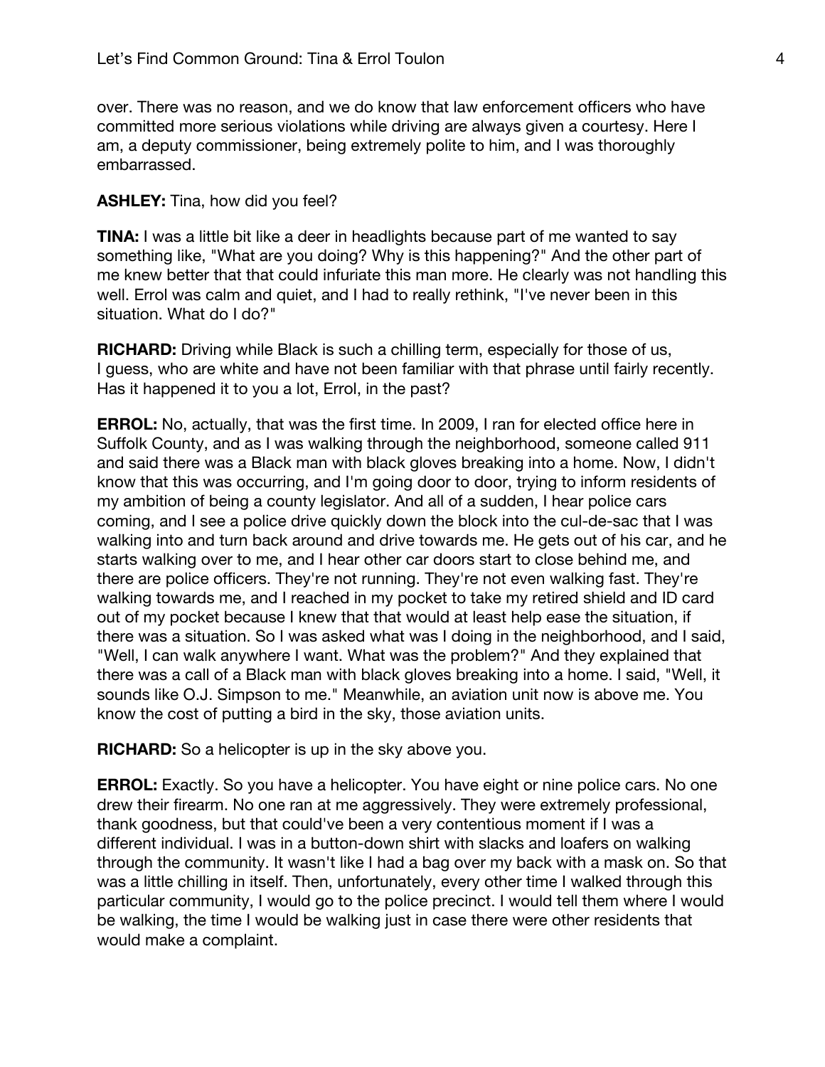over. There was no reason, and we do know that law enforcement officers who have committed more serious violations while driving are always given a courtesy. Here I am, a deputy commissioner, being extremely polite to him, and I was thoroughly embarrassed.

**ASHLEY:** Tina, how did you feel?

**TINA:** I was a little bit like a deer in headlights because part of me wanted to say something like, "What are you doing? Why is this happening?" And the other part of me knew better that that could infuriate this man more. He clearly was not handling this well. Errol was calm and quiet, and I had to really rethink, "I've never been in this situation. What do I do?"

**RICHARD:** Driving while Black is such a chilling term, especially for those of us, I guess, who are white and have not been familiar with that phrase until fairly recently. Has it happened it to you a lot, Errol, in the past?

**ERROL:** No, actually, that was the first time. In 2009, I ran for elected office here in Suffolk County, and as I was walking through the neighborhood, someone called 911 and said there was a Black man with black gloves breaking into a home. Now, I didn't know that this was occurring, and I'm going door to door, trying to inform residents of my ambition of being a county legislator. And all of a sudden, I hear police cars coming, and I see a police drive quickly down the block into the cul-de-sac that I was walking into and turn back around and drive towards me. He gets out of his car, and he starts walking over to me, and I hear other car doors start to close behind me, and there are police officers. They're not running. They're not even walking fast. They're walking towards me, and I reached in my pocket to take my retired shield and ID card out of my pocket because I knew that that would at least help ease the situation, if there was a situation. So I was asked what was I doing in the neighborhood, and I said, "Well, I can walk anywhere I want. What was the problem?" And they explained that there was a call of a Black man with black gloves breaking into a home. I said, "Well, it sounds like O.J. Simpson to me." Meanwhile, an aviation unit now is above me. You know the cost of putting a bird in the sky, those aviation units.

**RICHARD:** So a helicopter is up in the sky above you.

**ERROL:** Exactly. So you have a helicopter. You have eight or nine police cars. No one drew their firearm. No one ran at me aggressively. They were extremely professional, thank goodness, but that could've been a very contentious moment if I was a different individual. I was in a button-down shirt with slacks and loafers on walking through the community. It wasn't like I had a bag over my back with a mask on. So that was a little chilling in itself. Then, unfortunately, every other time I walked through this particular community, I would go to the police precinct. I would tell them where I would be walking, the time I would be walking just in case there were other residents that would make a complaint.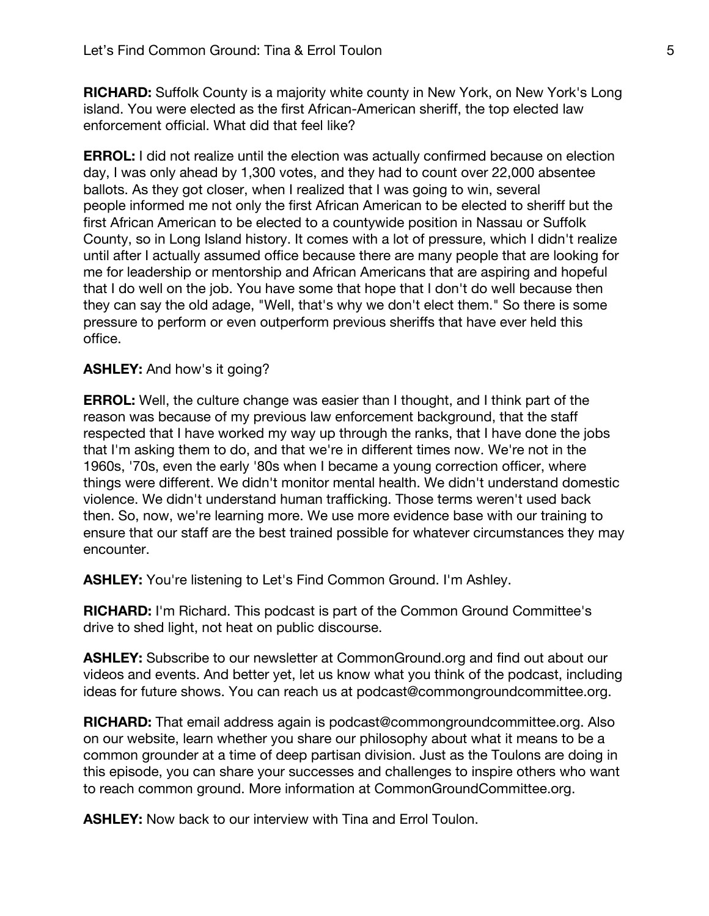**RICHARD:** Suffolk County is a majority white county in New York, on New York's Long island. You were elected as the first African-American sheriff, the top elected law enforcement official. What did that feel like?

**ERROL:** I did not realize until the election was actually confirmed because on election day, I was only ahead by 1,300 votes, and they had to count over 22,000 absentee ballots. As they got closer, when I realized that I was going to win, several people informed me not only the first African American to be elected to sheriff but the first African American to be elected to a countywide position in Nassau or Suffolk County, so in Long Island history. It comes with a lot of pressure, which I didn't realize until after I actually assumed office because there are many people that are looking for me for leadership or mentorship and African Americans that are aspiring and hopeful that I do well on the job. You have some that hope that I don't do well because then they can say the old adage, "Well, that's why we don't elect them." So there is some pressure to perform or even outperform previous sheriffs that have ever held this office.

**ASHLEY:** And how's it going?

**ERROL:** Well, the culture change was easier than I thought, and I think part of the reason was because of my previous law enforcement background, that the staff respected that I have worked my way up through the ranks, that I have done the jobs that I'm asking them to do, and that we're in different times now. We're not in the 1960s, '70s, even the early '80s when I became a young correction officer, where things were different. We didn't monitor mental health. We didn't understand domestic violence. We didn't understand human trafficking. Those terms weren't used back then. So, now, we're learning more. We use more evidence base with our training to ensure that our staff are the best trained possible for whatever circumstances they may encounter.

**ASHLEY:** You're listening to Let's Find Common Ground. I'm Ashley.

**RICHARD:** I'm Richard. This podcast is part of the Common Ground Committee's drive to shed light, not heat on public discourse.

**ASHLEY:** Subscribe to our newsletter at CommonGround.org and find out about our videos and events. And better yet, let us know what you think of the podcast, including ideas for future shows. You can reach us at podcast@commongroundcommittee.org.

**RICHARD:** That email address again is podcast@commongroundcommittee.org. Also on our website, learn whether you share our philosophy about what it means to be a common grounder at a time of deep partisan division. Just as the Toulons are doing in this episode, you can share your successes and challenges to inspire others who want to reach common ground. More information at CommonGroundCommittee.org.

**ASHLEY:** Now back to our interview with Tina and Errol Toulon.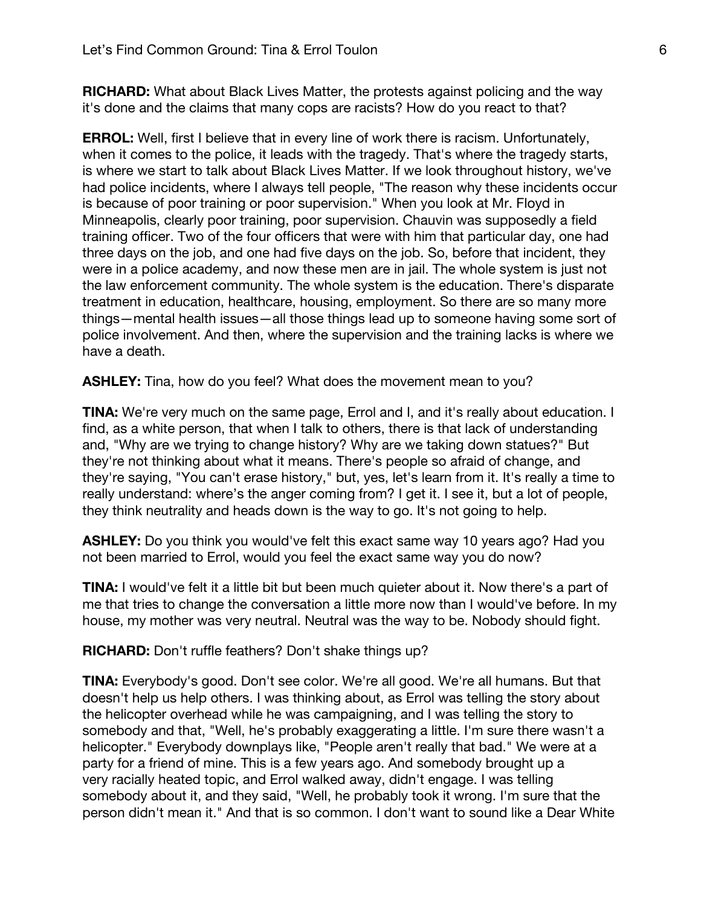**RICHARD:** What about Black Lives Matter, the protests against policing and the way it's done and the claims that many cops are racists? How do you react to that?

**ERROL:** Well, first I believe that in every line of work there is racism. Unfortunately, when it comes to the police, it leads with the tragedy. That's where the tragedy starts, is where we start to talk about Black Lives Matter. If we look throughout history, we've had police incidents, where I always tell people, "The reason why these incidents occur is because of poor training or poor supervision." When you look at Mr. Floyd in Minneapolis, clearly poor training, poor supervision. Chauvin was supposedly a field training officer. Two of the four officers that were with him that particular day, one had three days on the job, and one had five days on the job. So, before that incident, they were in a police academy, and now these men are in jail. The whole system is just not the law enforcement community. The whole system is the education. There's disparate treatment in education, healthcare, housing, employment. So there are so many more things—mental health issues—all those things lead up to someone having some sort of police involvement. And then, where the supervision and the training lacks is where we have a death.

**ASHLEY:** Tina, how do you feel? What does the movement mean to you?

**TINA:** We're very much on the same page, Errol and I, and it's really about education. I find, as a white person, that when I talk to others, there is that lack of understanding and, "Why are we trying to change history? Why are we taking down statues?" But they're not thinking about what it means. There's people so afraid of change, and they're saying, "You can't erase history," but, yes, let's learn from it. It's really a time to really understand: where's the anger coming from? I get it. I see it, but a lot of people, they think neutrality and heads down is the way to go. It's not going to help.

**ASHLEY:** Do you think you would've felt this exact same way 10 years ago? Had you not been married to Errol, would you feel the exact same way you do now?

**TINA:** I would've felt it a little bit but been much quieter about it. Now there's a part of me that tries to change the conversation a little more now than I would've before. In my house, my mother was very neutral. Neutral was the way to be. Nobody should fight.

**RICHARD:** Don't ruffle feathers? Don't shake things up?

**TINA:** Everybody's good. Don't see color. We're all good. We're all humans. But that doesn't help us help others. I was thinking about, as Errol was telling the story about the helicopter overhead while he was campaigning, and I was telling the story to somebody and that, "Well, he's probably exaggerating a little. I'm sure there wasn't a helicopter." Everybody downplays like, "People aren't really that bad." We were at a party for a friend of mine. This is a few years ago. And somebody brought up a very racially heated topic, and Errol walked away, didn't engage. I was telling somebody about it, and they said, "Well, he probably took it wrong. I'm sure that the person didn't mean it." And that is so common. I don't want to sound like a Dear White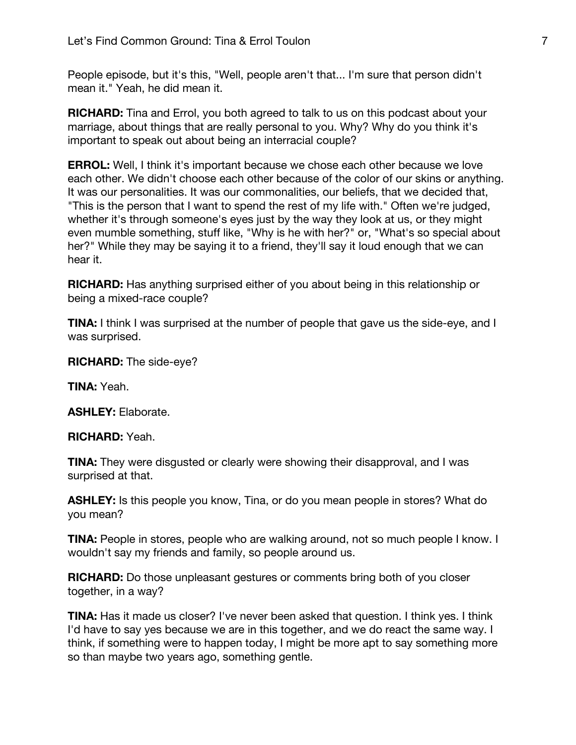People episode, but it's this, "Well, people aren't that... I'm sure that person didn't mean it." Yeah, he did mean it.

**RICHARD:** Tina and Errol, you both agreed to talk to us on this podcast about your marriage, about things that are really personal to you. Why? Why do you think it's important to speak out about being an interracial couple?

**ERROL:** Well, I think it's important because we chose each other because we love each other. We didn't choose each other because of the color of our skins or anything. It was our personalities. It was our commonalities, our beliefs, that we decided that, "This is the person that I want to spend the rest of my life with." Often we're judged, whether it's through someone's eyes just by the way they look at us, or they might even mumble something, stuff like, "Why is he with her?" or, "What's so special about her?" While they may be saying it to a friend, they'll say it loud enough that we can hear it.

**RICHARD:** Has anything surprised either of you about being in this relationship or being a mixed-race couple?

**TINA:** I think I was surprised at the number of people that gave us the side-eye, and I was surprised.

**RICHARD:** The side-eye?

**TINA:** Yeah.

**ASHLEY:** Elaborate.

**RICHARD:** Yeah.

**TINA:** They were disgusted or clearly were showing their disapproval, and I was surprised at that.

**ASHLEY:** Is this people you know, Tina, or do you mean people in stores? What do you mean?

**TINA:** People in stores, people who are walking around, not so much people I know. I wouldn't say my friends and family, so people around us.

**RICHARD:** Do those unpleasant gestures or comments bring both of you closer together, in a way?

**TINA:** Has it made us closer? I've never been asked that question. I think yes. I think I'd have to say yes because we are in this together, and we do react the same way. I think, if something were to happen today, I might be more apt to say something more so than maybe two years ago, something gentle.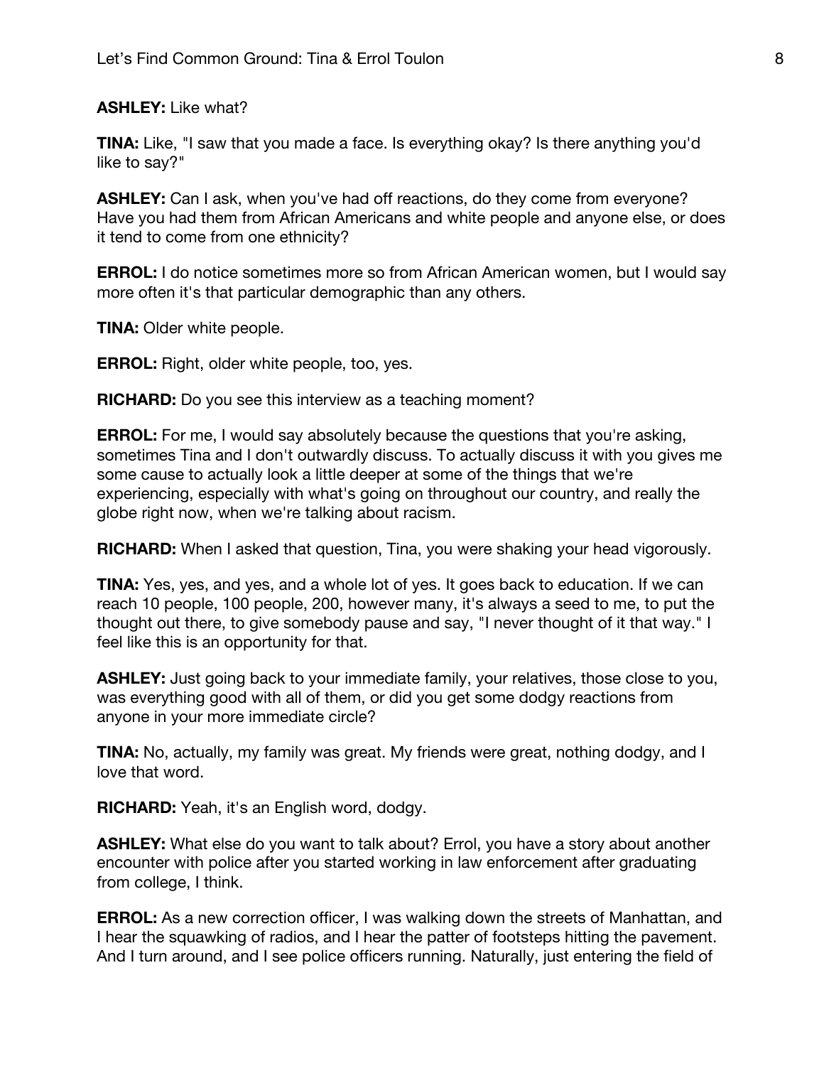**ASHLEY:** Like what?

**TINA:** Like, "I saw that you made a face. Is everything okay? Is there anything you'd like to say?"

**ASHLEY:** Can I ask, when you've had off reactions, do they come from everyone? Have you had them from African Americans and white people and anyone else, or does it tend to come from one ethnicity?

**ERROL:** I do notice sometimes more so from African American women, but I would say more often it's that particular demographic than any others.

**TINA:** Older white people.

**ERROL:** Right, older white people, too, yes.

**RICHARD:** Do you see this interview as a teaching moment?

**ERROL:** For me, I would say absolutely because the questions that you're asking, sometimes Tina and I don't outwardly discuss. To actually discuss it with you gives me some cause to actually look a little deeper at some of the things that we're experiencing, especially with what's going on throughout our country, and really the globe right now, when we're talking about racism.

**RICHARD:** When I asked that question, Tina, you were shaking your head vigorously.

**TINA:** Yes, yes, and yes, and a whole lot of yes. It goes back to education. If we can reach 10 people, 100 people, 200, however many, it's always a seed to me, to put the thought out there, to give somebody pause and say, "I never thought of it that way." I feel like this is an opportunity for that.

**ASHLEY:** Just going back to your immediate family, your relatives, those close to you, was everything good with all of them, or did you get some dodgy reactions from anyone in your more immediate circle?

**TINA:** No, actually, my family was great. My friends were great, nothing dodgy, and I love that word.

**RICHARD:** Yeah, it's an English word, dodgy.

**ASHLEY:** What else do you want to talk about? Errol, you have a story about another encounter with police after you started working in law enforcement after graduating from college, I think.

**ERROL:** As a new correction officer, I was walking down the streets of Manhattan, and I hear the squawking of radios, and I hear the patter of footsteps hitting the pavement. And I turn around, and I see police officers running. Naturally, just entering the field of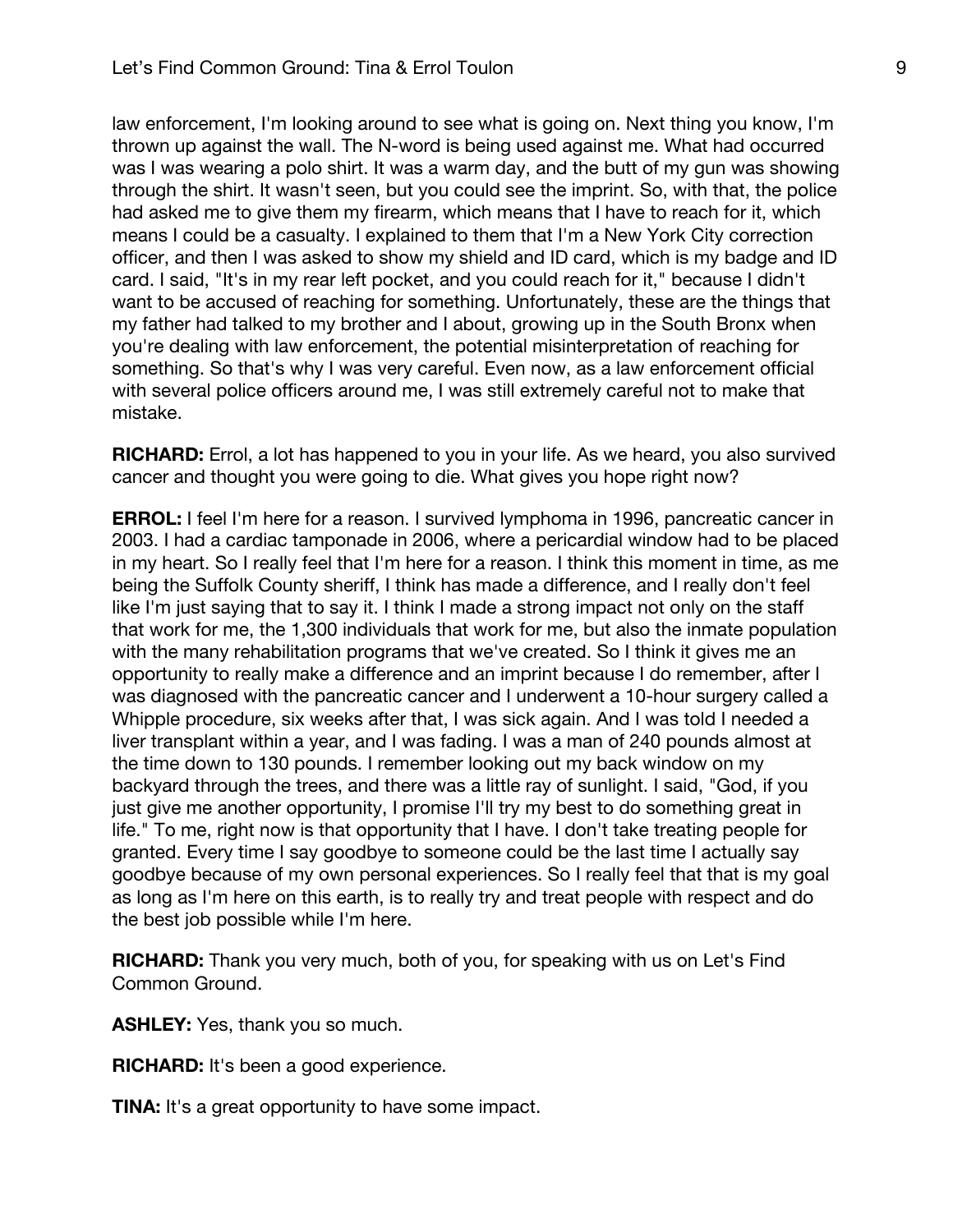law enforcement, I'm looking around to see what is going on. Next thing you know, I'm thrown up against the wall. The N-word is being used against me. What had occurred was I was wearing a polo shirt. It was a warm day, and the butt of my gun was showing through the shirt. It wasn't seen, but you could see the imprint. So, with that, the police had asked me to give them my firearm, which means that I have to reach for it, which means I could be a casualty. I explained to them that I'm a New York City correction officer, and then I was asked to show my shield and ID card, which is my badge and ID card. I said, "It's in my rear left pocket, and you could reach for it," because I didn't want to be accused of reaching for something. Unfortunately, these are the things that my father had talked to my brother and I about, growing up in the South Bronx when you're dealing with law enforcement, the potential misinterpretation of reaching for something. So that's why I was very careful. Even now, as a law enforcement official with several police officers around me, I was still extremely careful not to make that mistake.

**RICHARD:** Errol, a lot has happened to you in your life. As we heard, you also survived cancer and thought you were going to die. What gives you hope right now?

**ERROL:** I feel I'm here for a reason. I survived lymphoma in 1996, pancreatic cancer in 2003. I had a cardiac tamponade in 2006, where a pericardial window had to be placed in my heart. So I really feel that I'm here for a reason. I think this moment in time, as me being the Suffolk County sheriff, I think has made a difference, and I really don't feel like I'm just saying that to say it. I think I made a strong impact not only on the staff that work for me, the 1,300 individuals that work for me, but also the inmate population with the many rehabilitation programs that we've created. So I think it gives me an opportunity to really make a difference and an imprint because I do remember, after I was diagnosed with the pancreatic cancer and I underwent a 10-hour surgery called a Whipple procedure, six weeks after that, I was sick again. And I was told I needed a liver transplant within a year, and I was fading. I was a man of 240 pounds almost at the time down to 130 pounds. I remember looking out my back window on my backyard through the trees, and there was a little ray of sunlight. I said, "God, if you just give me another opportunity, I promise I'll try my best to do something great in life." To me, right now is that opportunity that I have. I don't take treating people for granted. Every time I say goodbye to someone could be the last time I actually say goodbye because of my own personal experiences. So I really feel that that is my goal as long as I'm here on this earth, is to really try and treat people with respect and do the best job possible while I'm here.

**RICHARD:** Thank you very much, both of you, for speaking with us on Let's Find Common Ground.

**ASHLEY:** Yes, thank you so much.

**RICHARD:** It's been a good experience.

**TINA:** It's a great opportunity to have some impact.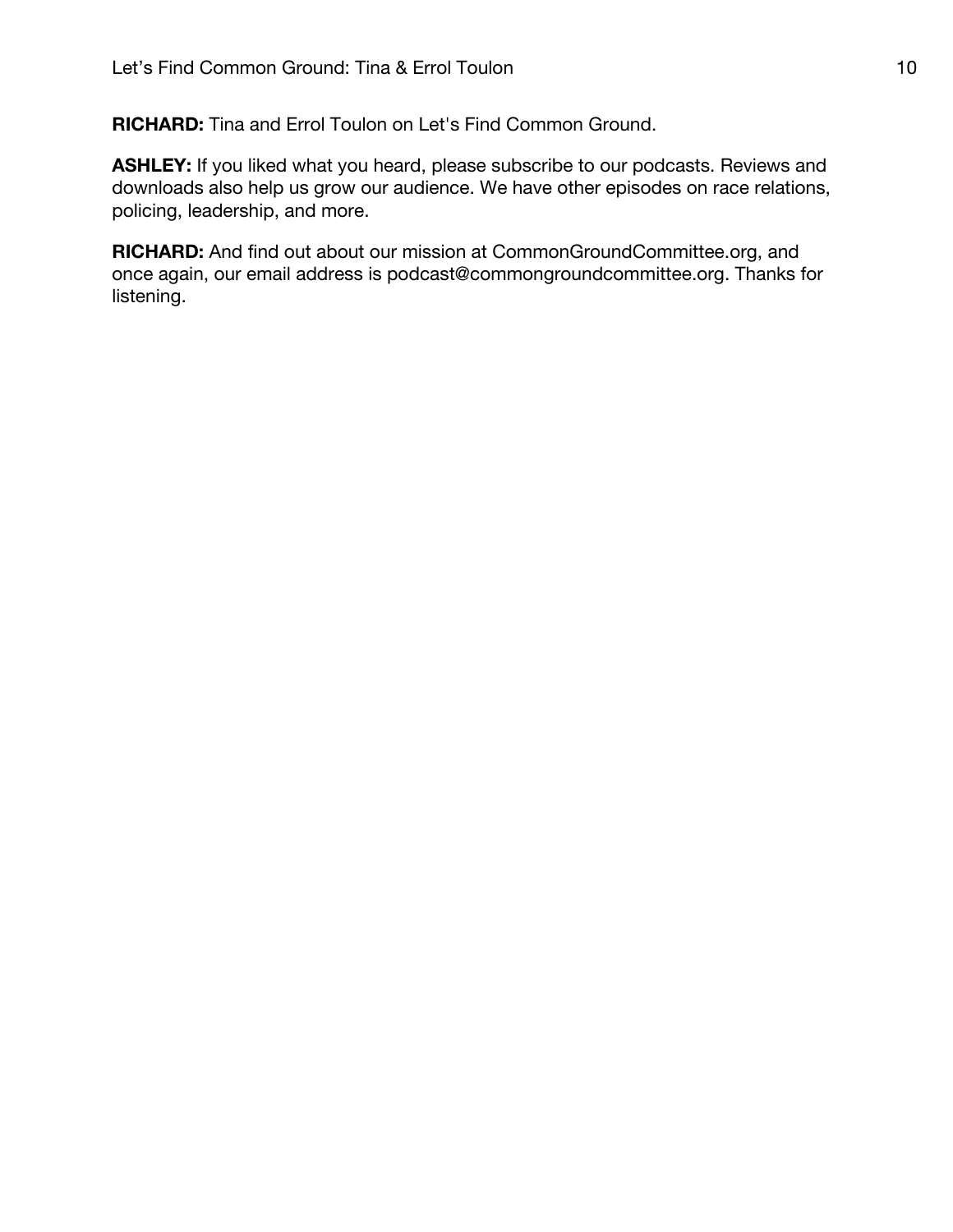**RICHARD:** Tina and Errol Toulon on Let's Find Common Ground.

**ASHLEY:** If you liked what you heard, please subscribe to our podcasts. Reviews and downloads also help us grow our audience. We have other episodes on race relations, policing, leadership, and more.

**RICHARD:** And find out about our mission at CommonGroundCommittee.org, and once again, our email address is podcast@commongroundcommittee.org. Thanks for listening.